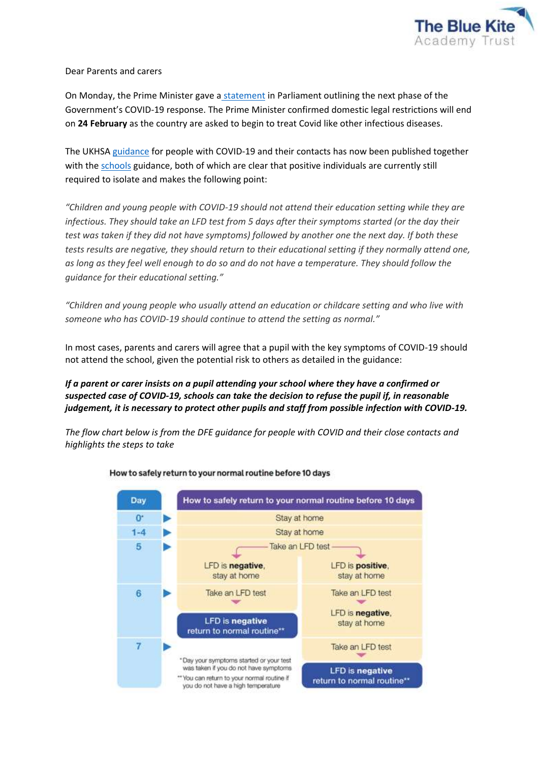Dear Parents and carers

On Monday, the Prime Minister gave a statement in Parliament outlining the next phase of the Government's COVID-19 response. The Prime Minister confirmed domestic legal restrictions will end on **24 February** as the country are asked to begin to treat Covid like other infectious diseases.

The UKHSA guidance for people with COVID-19 and their contacts has now been published together with the schools guidance, both of which are clear that positive individuals are currently still required to isolate and makes the following point:

*"Children and young people with COVID-19 should not attend their education setting while they are infectious. They should take an LFD test from 5 days after their symptoms started (or the day their test was taken if they did not have symptoms) followed by another one the next day. If both these tests results are negative, they should return to their educational setting if they normally attend one, as long as they feel well enough to do so and do not have a temperature. They should follow the guidance for their educational setting."*

*"Children and young people who usually attend an education or childcare setting and who live with someone who has COVID-19 should continue to attend the setting as normal."*

In most cases, parents and carers will agree that a pupil with the key symptoms of COVID-19 should not attend the school, given the potential risk to others as detailed in the guidance:

***If a parent or carer insists on a pupil attending your school where they have a confirmed or suspected case of COVID-19, schools can take the decision to refuse the pupil if, in reasonable judgement, it is necessary to protect other pupils and staff from possible infection with COVID-19.***

*The flow chart below is from the DFE guidance for people with COVID and their close contacts and highlights the steps to take*

**How to safely return to your normal routine before 10 days**

| Day | How to safely return to your normal routine before 10 days | |
|---|---|---|
| 0* | Stay at home | |
| 1-4 | Stay at home | |
| 5 | Take an LFD test: LFD is **negative**, stay at home | Take an LFD test: LFD is **positive**, stay at home |
| 6 | Take an LFD test → **LFD is negative, return to normal routine**** | Take an LFD test → LFD is **negative**, stay at home |
| 7 | | Take an LFD test → **LFD is negative, return to normal routine**** |

\* Day your symptoms started or your test was taken if you do not have symptoms

\*\* You can return to your normal routine if you do not have a high temperature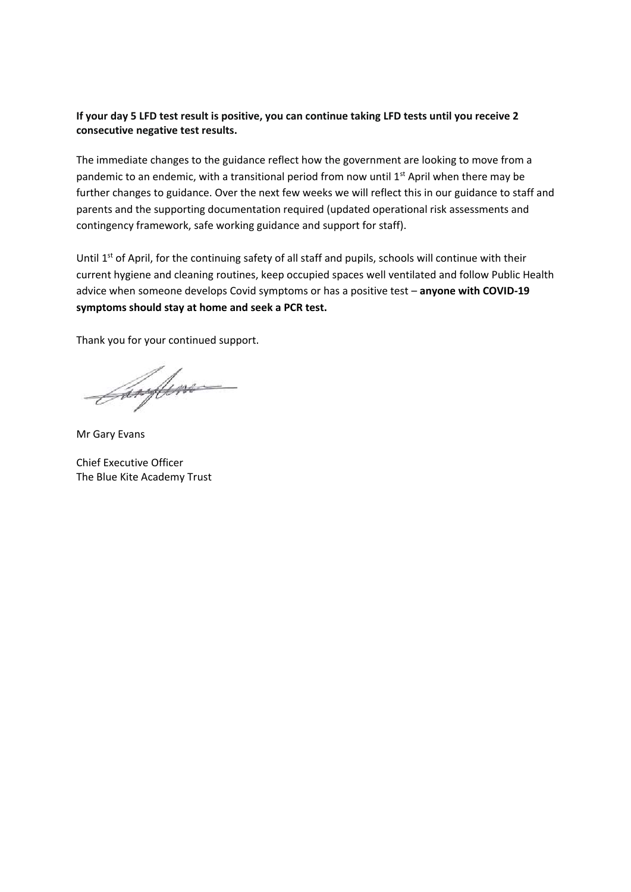**If your day 5 LFD test result is positive, you can continue taking LFD tests until you receive 2 consecutive negative test results.**

The immediate changes to the guidance reflect how the government are looking to move from a pandemic to an endemic, with a transitional period from now until 1st April when there may be further changes to guidance. Over the next few weeks we will reflect this in our guidance to staff and parents and the supporting documentation required (updated operational risk assessments and contingency framework, safe working guidance and support for staff).

Until 1st of April, for the continuing safety of all staff and pupils, schools will continue with their current hygiene and cleaning routines, keep occupied spaces well ventilated and follow Public Health advice when someone develops Covid symptoms or has a positive test – **anyone with COVID-19 symptoms should stay at home and seek a PCR test.**

Thank you for your continued support.

Mr Gary Evans

Chief Executive Officer
The Blue Kite Academy Trust